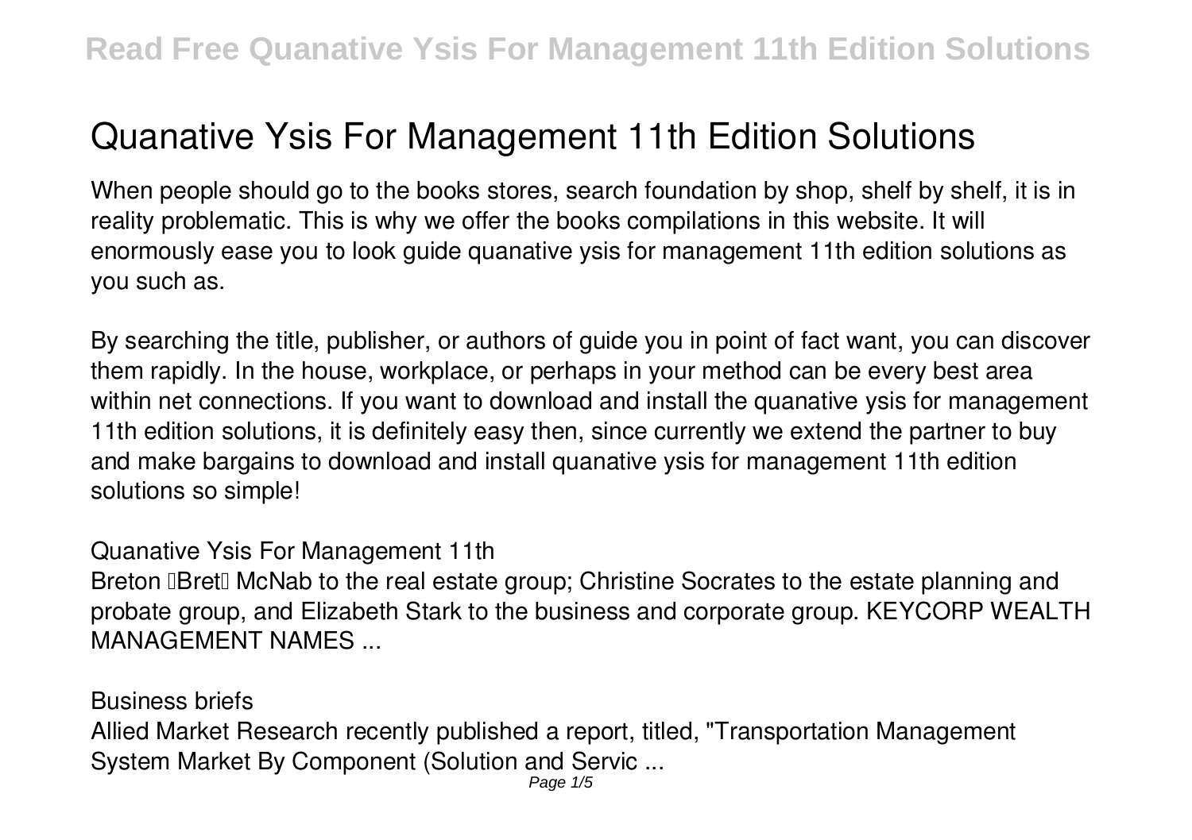# Quanative Ysis For Management 11th Edition Solutions

When people should go to the books stores, search foundation by shop, shelf by shelf, it is in reality problematic. This is why we offer the books compilations in this website. It will enormously ease you to look guide quanative ysis for management 11th edition solutions as you such as.

By searching the title, publisher, or authors of guide you in point of fact want, you can discover them rapidly. In the house, workplace, or perhaps in your method can be every best area within net connections. If you want to download and install the quanative ysis for management 11th edition solutions, it is definitely easy then, since currently we extend the partner to buy and make bargains to download and install quanative ysis for management 11th edition solutions so simple!

**Quanative Ysis For Management 11th**

Breton "Bret" McNab to the real estate group; Christine Socrates to the estate planning and probate group, and Elizabeth Stark to the business and corporate group. KEYCORP WEALTH MANAGEMENT NAMES ...

**Business briefs**

Allied Market Research recently published a report, titled, "Transportation Management System Market By Component (Solution and Servic ...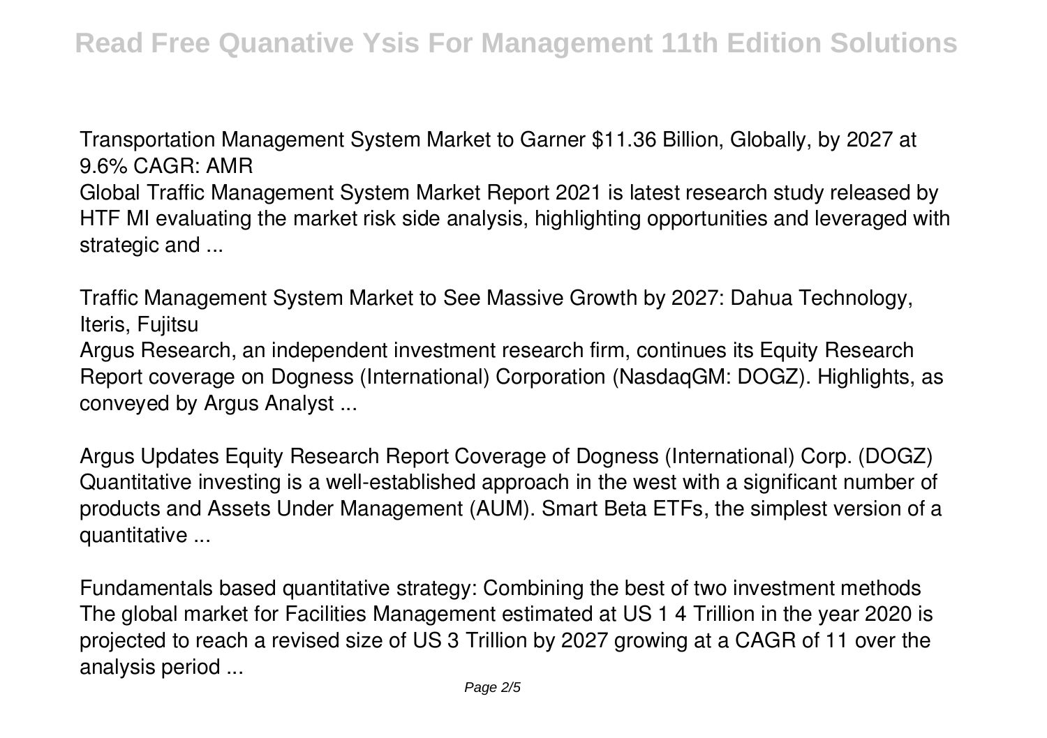**Transportation Management System Market to Garner $11.36 Billion, Globally, by 2027 at 9.6% CAGR: AMR**

Global Traffic Management System Market Report 2021 is latest research study released by HTF MI evaluating the market risk side analysis, highlighting opportunities and leveraged with strategic and ...

**Traffic Management System Market to See Massive Growth by 2027: Dahua Technology, Iteris, Fujitsu**

Argus Research, an independent investment research firm, continues its Equity Research Report coverage on Dogness (International) Corporation (NasdaqGM: DOGZ). Highlights, as conveyed by Argus Analyst ...

**Argus Updates Equity Research Report Coverage of Dogness (International) Corp. (DOGZ)**

Quantitative investing is a well-established approach in the west with a significant number of products and Assets Under Management (AUM). Smart Beta ETFs, the simplest version of a quantitative ...

**Fundamentals based quantitative strategy: Combining the best of two investment methods**

The global market for Facilities Management estimated at US 1 4 Trillion in the year 2020 is projected to reach a revised size of US 3 Trillion by 2027 growing at a CAGR of 11 over the analysis period ...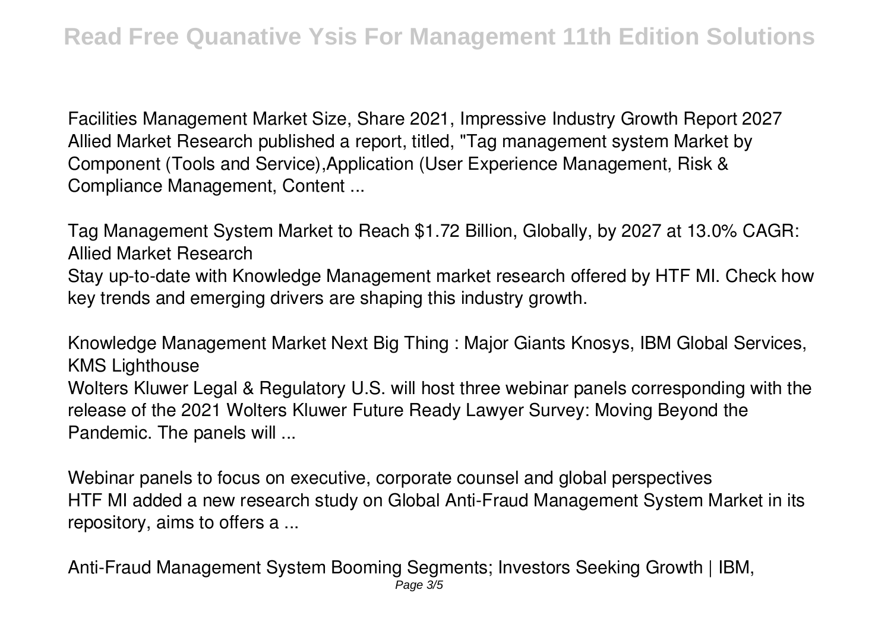Facilities Management Market Size, Share 2021, Impressive Industry Growth Report 2027
Allied Market Research published a report, titled, "Tag management system Market by Component (Tools and Service),Application (User Experience Management, Risk & Compliance Management, Content ...

Tag Management System Market to Reach $1.72 Billion, Globally, by 2027 at 13.0% CAGR: Allied Market Research
Stay up-to-date with Knowledge Management market research offered by HTF MI. Check how key trends and emerging drivers are shaping this industry growth.

Knowledge Management Market Next Big Thing : Major Giants Knosys, IBM Global Services, KMS Lighthouse
Wolters Kluwer Legal & Regulatory U.S. will host three webinar panels corresponding with the release of the 2021 Wolters Kluwer Future Ready Lawyer Survey: Moving Beyond the Pandemic. The panels will ...

Webinar panels to focus on executive, corporate counsel and global perspectives
HTF MI added a new research study on Global Anti-Fraud Management System Market in its repository, aims to offers a ...

Anti-Fraud Management System Booming Segments; Investors Seeking Growth | IBM,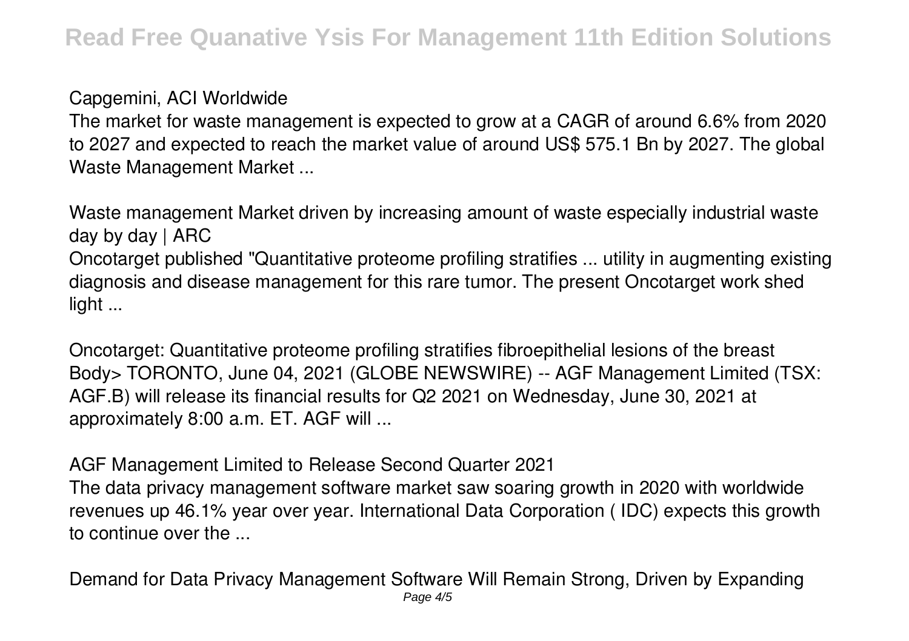Capgemini, ACI Worldwide

The market for waste management is expected to grow at a CAGR of around 6.6% from 2020 to 2027 and expected to reach the market value of around US$ 575.1 Bn by 2027. The global Waste Management Market ...

Waste management Market driven by increasing amount of waste especially industrial waste day by day | ARC

Oncotarget published "Quantitative proteome profiling stratifies ... utility in augmenting existing diagnosis and disease management for this rare tumor. The present Oncotarget work shed light ...

Oncotarget: Quantitative proteome profiling stratifies fibroepithelial lesions of the breast

Body> TORONTO, June 04, 2021 (GLOBE NEWSWIRE) -- AGF Management Limited (TSX: AGF.B) will release its financial results for Q2 2021 on Wednesday, June 30, 2021 at approximately 8:00 a.m. ET. AGF will ...

AGF Management Limited to Release Second Quarter 2021

The data privacy management software market saw soaring growth in 2020 with worldwide revenues up 46.1% year over year. International Data Corporation ( IDC) expects this growth to continue over the ...

Demand for Data Privacy Management Software Will Remain Strong, Driven by Expanding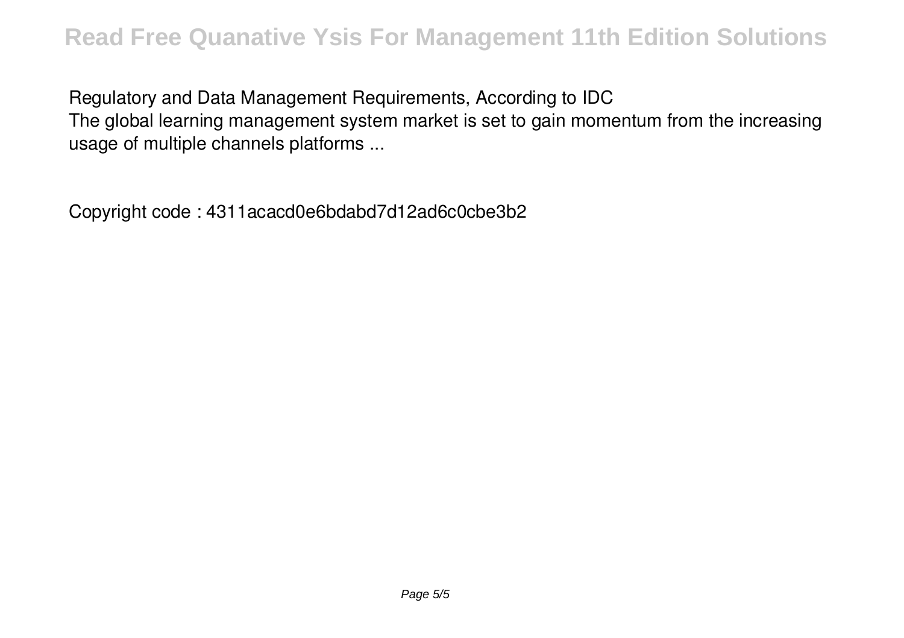Regulatory and Data Management Requirements, According to IDC
The global learning management system market is set to gain momentum from the increasing usage of multiple channels platforms ...

Copyright code : 4311acacd0e6bdabd7d12ad6c0cbe3b2